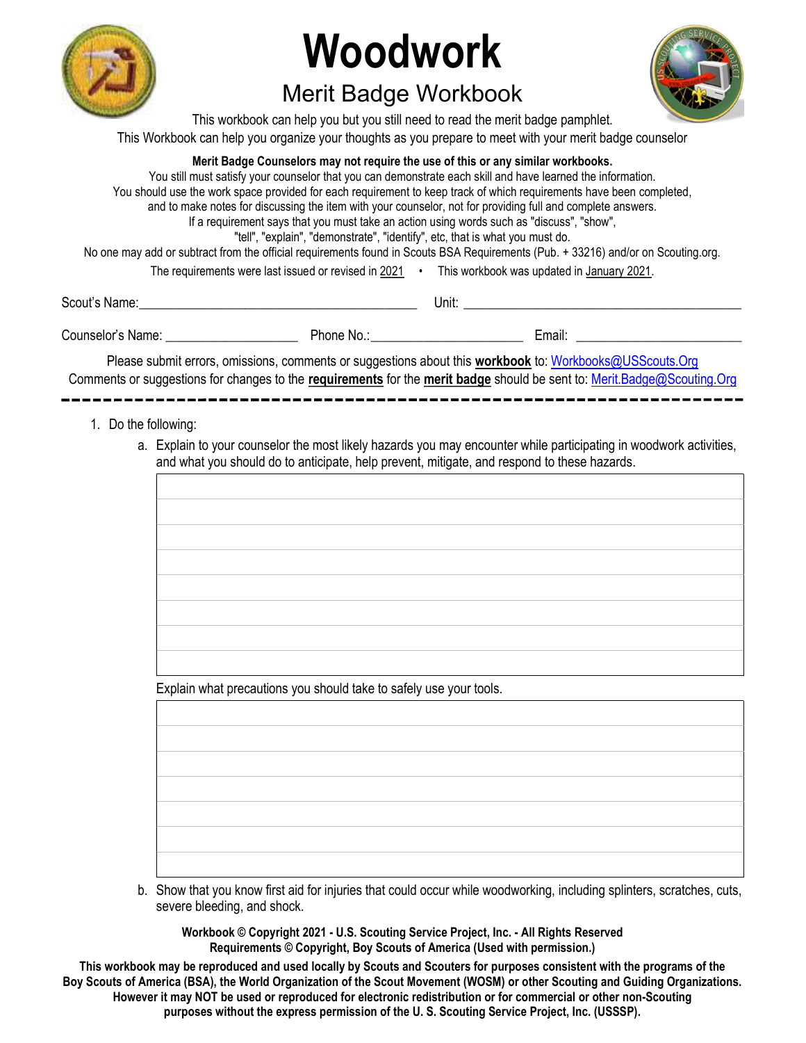# Woodwork

## Merit Badge Workbook

This workbook can help you but you still need to read the merit badge pamphlet.

This Workbook can help you organize your thoughts as you prepare to meet with your merit badge counselor

**Merit Badge Counselors may not require the use of this or any similar workbooks.**

You still must satisfy your counselor that you can demonstrate each skill and have learned the information.

You should use the work space provided for each requirement to keep track of which requirements have been completed, and to make notes for discussing the item with your counselor, not for providing full and complete answers.

If a requirement says that you must take an action using words such as "discuss", "show", "tell", "explain", "demonstrate", "identify", etc, that is what you must do.

No one may add or subtract from the official requirements found in Scouts BSA Requirements (Pub. + 33216) and/or on Scouting.org.

The requirements were last issued or revised in 2021 • This workbook was updated in January 2021.

Scout's Name:________________________________________ Unit: ________________________________________

Counselor's Name: ___________________ Phone No.:______________________ Email: ________________________

Please submit errors, omissions, comments or suggestions about this **workbook** to: Workbooks@USScouts.Org

Comments or suggestions for changes to the **requirements** for the **merit badge** should be sent to: Merit.Badge@Scouting.Org

---

1. Do the following:
   a. Explain to your counselor the most likely hazards you may encounter while participating in woodwork activities, and what you should do to anticipate, help prevent, mitigate, and respond to these hazards.

   Explain what precautions you should take to safely use your tools.

   b. Show that you know first aid for injuries that could occur while woodworking, including splinters, scratches, cuts, severe bleeding, and shock.

**Workbook © Copyright 2021 - U.S. Scouting Service Project, Inc. - All Rights Reserved**
**Requirements © Copyright, Boy Scouts of America (Used with permission.)**

**This workbook may be reproduced and used locally by Scouts and Scouters for purposes consistent with the programs of the Boy Scouts of America (BSA), the World Organization of the Scout Movement (WOSM) or other Scouting and Guiding Organizations. However it may NOT be used or reproduced for electronic redistribution or for commercial or other non-Scouting purposes without the express permission of the U. S. Scouting Service Project, Inc. (USSSP).**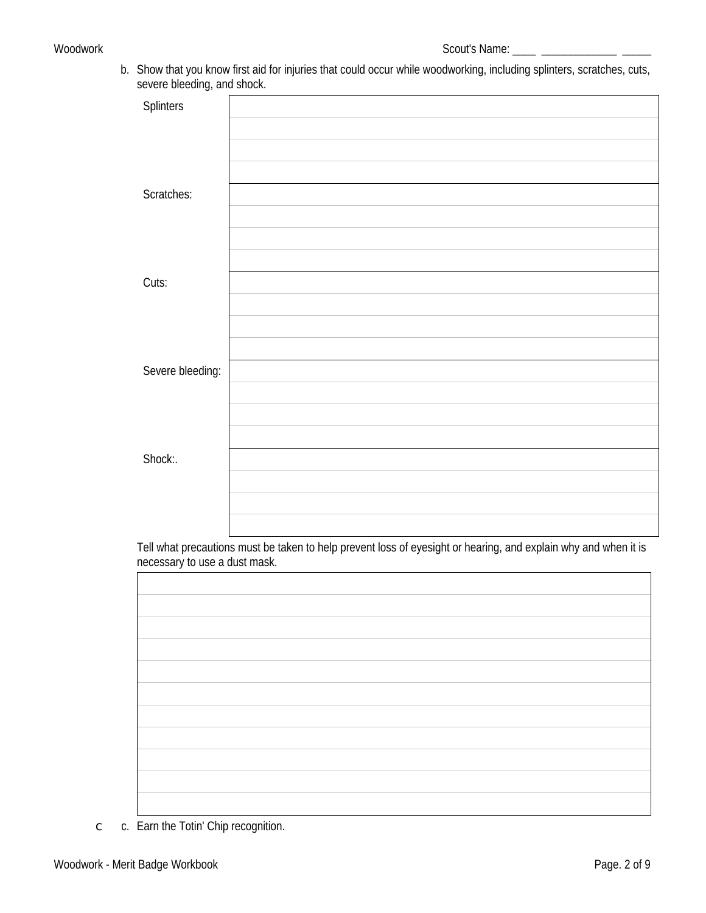b. Show that you know first aid for injuries that could occur while woodworking, including splinters, scratches, cuts, severe bleeding, and shock.

| | |
|---|---|
| Splinters | |
| Scratches: | |
| Cuts: | |
| Severe bleeding: | |
| Shock:. | |

Tell what precautions must be taken to help prevent loss of eyesight or hearing, and explain why and when it is necessary to use a dust mask.

| |
|---|
| |

c. Earn the Totin' Chip recognition.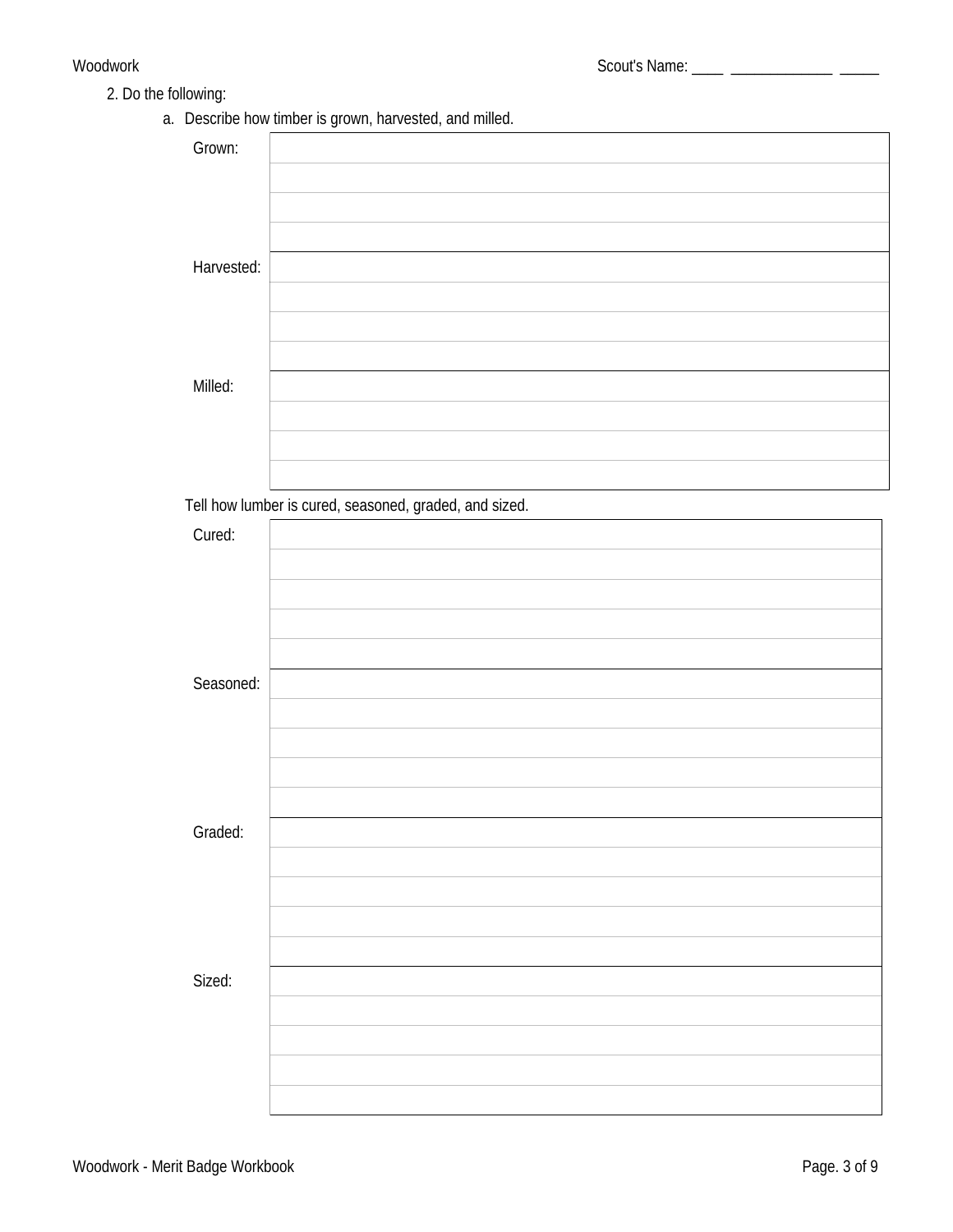2. Do the following:

a. Describe how timber is grown, harvested, and milled.

| | |
|---|---|
| Grown: | |
| | |
| | |
| | |
| Harvested: | |
| | |
| | |
| | |
| Milled: | |
| | |
| | |
| | |

Tell how lumber is cured, seasoned, graded, and sized.

| | |
|---|---|
| Cured: | |
| | |
| | |
| | |
| | |
| Seasoned: | |
| | |
| | |
| | |
| | |
| Graded: | |
| | |
| | |
| | |
| | |
| Sized: | |
| | |
| | |
| | |
| | |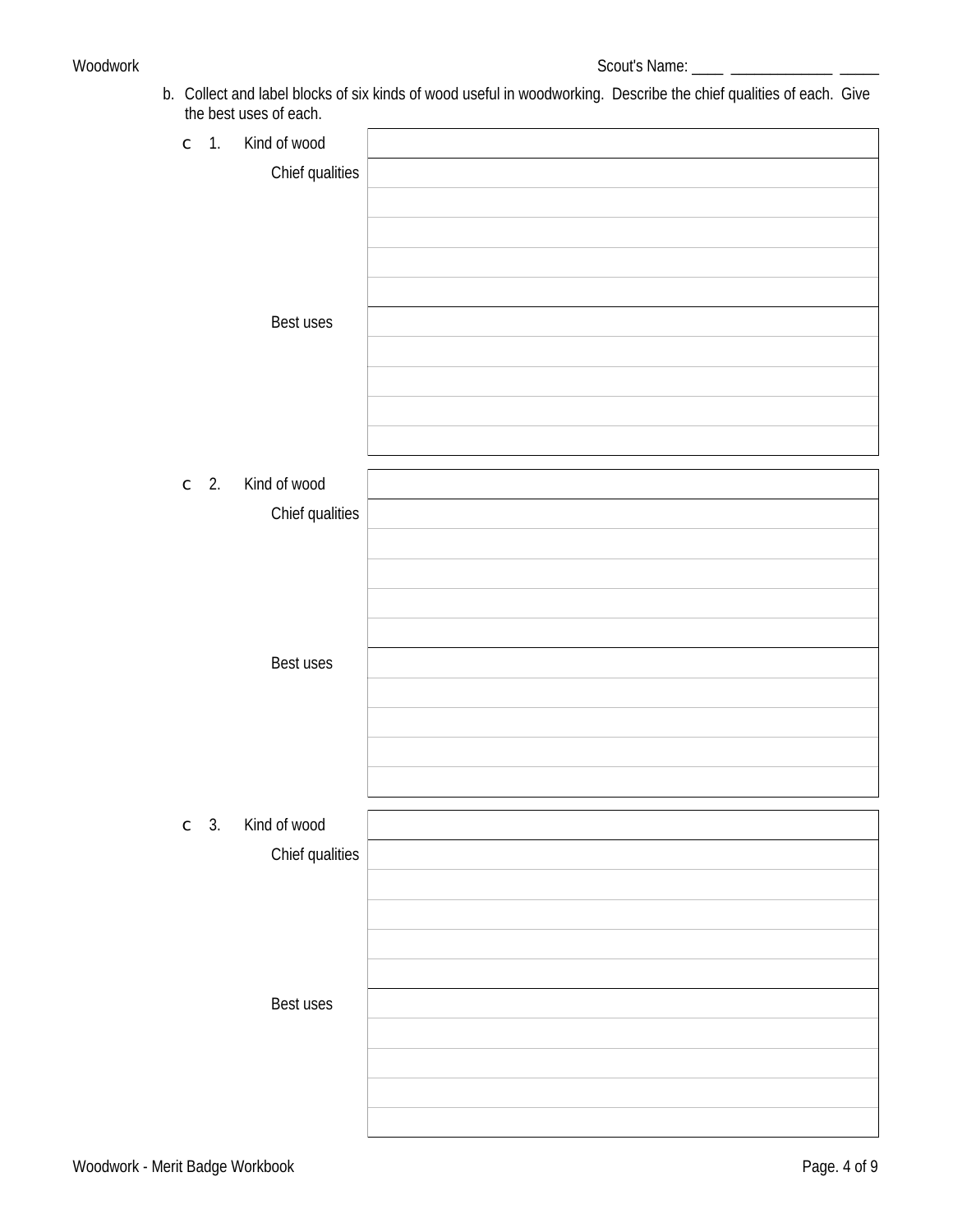b. Collect and label blocks of six kinds of wood useful in woodworking. Describe the chief qualities of each. Give the best uses of each.

☐ 1. Kind of wood

| | |
|---|---|
| Kind of wood | |
| Chief qualities | |
| | |
| | |
| | |
| | |
| Best uses | |
| | |
| | |
| | |
| | |

☐ 2. Kind of wood

| | |
|---|---|
| Kind of wood | |
| Chief qualities | |
| | |
| | |
| | |
| | |
| Best uses | |
| | |
| | |
| | |
| | |

☐ 3. Kind of wood

| | |
|---|---|
| Kind of wood | |
| Chief qualities | |
| | |
| | |
| | |
| | |
| Best uses | |
| | |
| | |
| | |
| | |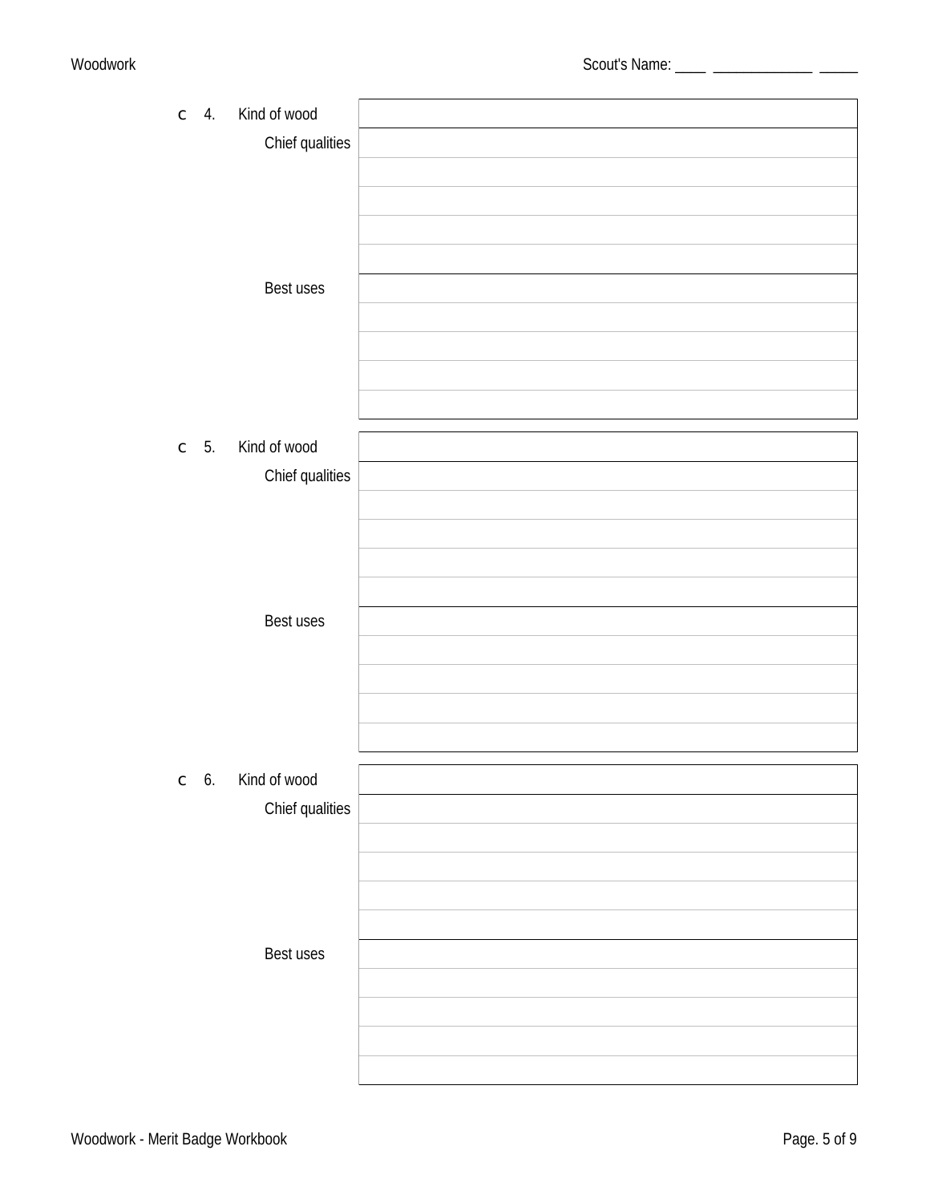| | | |
|---|---|---|
| ☐ 4. | Kind of wood | |
| | Chief qualities | |
| | | |
| | | |
| | | |
| | | |
| | Best uses | |
| | | |
| | | |
| | | |
| | | |

| | | |
|---|---|---|
| ☐ 5. | Kind of wood | |
| | Chief qualities | |
| | | |
| | | |
| | | |
| | | |
| | Best uses | |
| | | |
| | | |
| | | |
| | | |

| | | |
|---|---|---|
| ☐ 6. | Kind of wood | |
| | Chief qualities | |
| | | |
| | | |
| | | |
| | | |
| | Best uses | |
| | | |
| | | |
| | | |
| | | |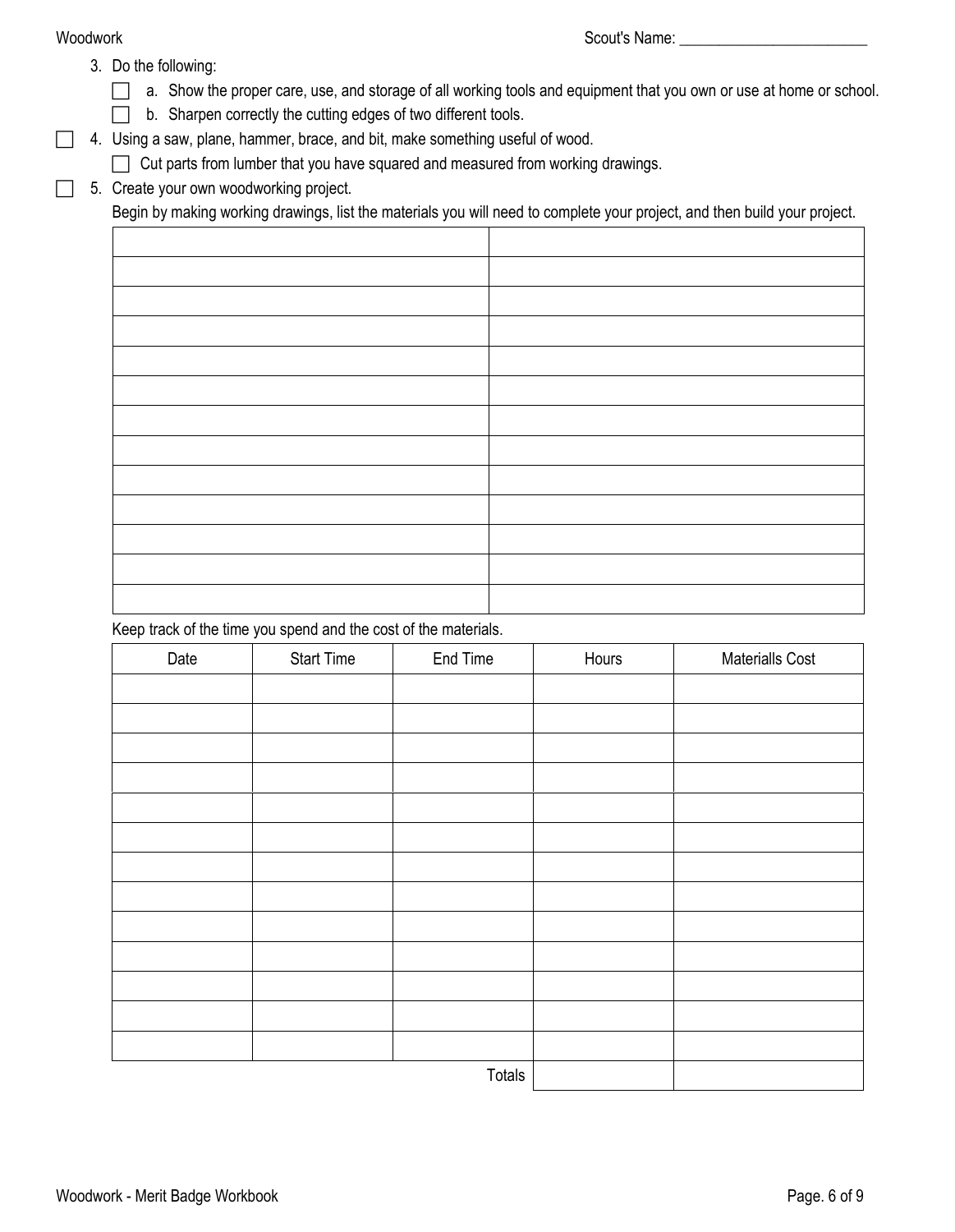Scout's Name: ________________________

3. Do the following:
   - [ ] a. Show the proper care, use, and storage of all working tools and equipment that you own or use at home or school.
   - [ ] b. Sharpen correctly the cutting edges of two different tools.

- [ ] 4. Using a saw, plane, hammer, brace, and bit, make something useful of wood.
   - [ ] Cut parts from lumber that you have squared and measured from working drawings.

- [ ] 5. Create your own woodworking project.

   Begin by making working drawings, list the materials you will need to complete your project, and then build your project.

| | |
|---|---|
| | |
| | |
| | |
| | |
| | |
| | |
| | |
| | |
| | |
| | |
| | |
| | |
| | |

Keep track of the time you spend and the cost of the materials.

| Date | Start Time | End Time | Hours | Materialls Cost |
|---|---|---|---|---|
| | | | | |
| | | | | |
| | | | | |
| | | | | |
| | | | | |
| | | | | |
| | | | | |
| | | | | |
| | | | | |
| | | | | |
| | | | | |
| | | | | |
| | | | | |
| | | Totals | | |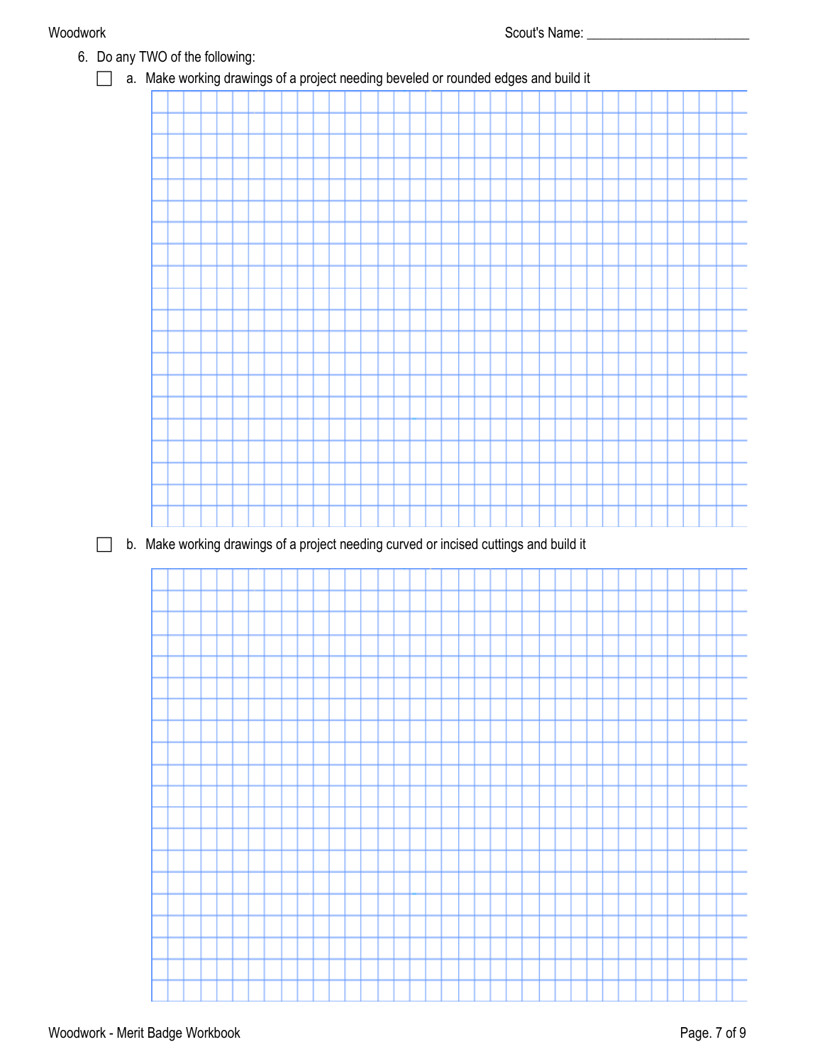Scout's Name: ________________________

6. Do any TWO of the following:

   - [ ] a. Make working drawings of a project needing beveled or rounded edges and build it

   - [ ] b. Make working drawings of a project needing curved or incised cuttings and build it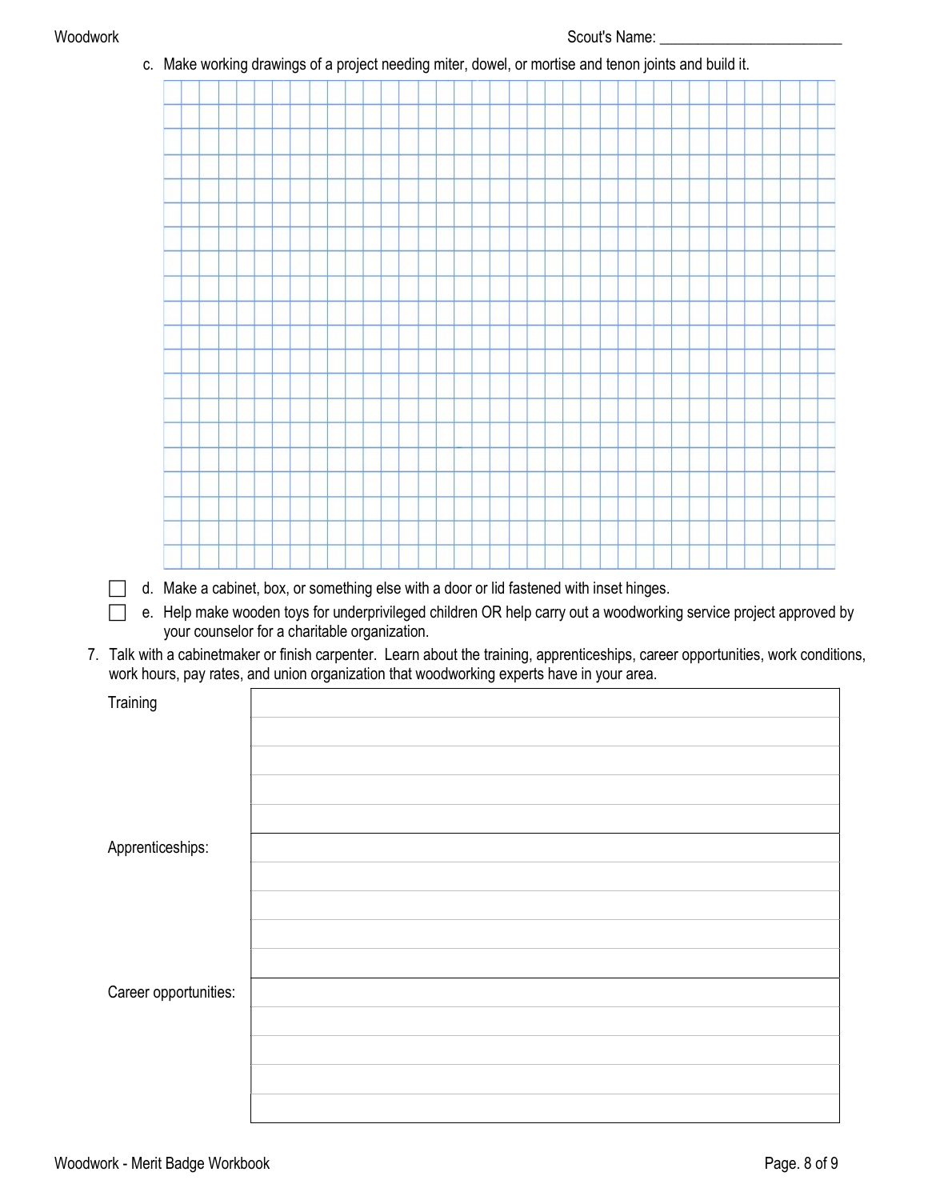Scout's Name: ________________________

c. Make working drawings of a project needing miter, dowel, or mortise and tenon joints and build it.

☐ d. Make a cabinet, box, or something else with a door or lid fastened with inset hinges.

☐ e. Help make wooden toys for underprivileged children OR help carry out a woodworking service project approved by your counselor for a charitable organization.

7. Talk with a cabinetmaker or finish carpenter. Learn about the training, apprenticeships, career opportunities, work conditions, work hours, pay rates, and union organization that woodworking experts have in your area.

| | |
|---|---|
| Training | |
| Apprenticeships: | |
| Career opportunities: | |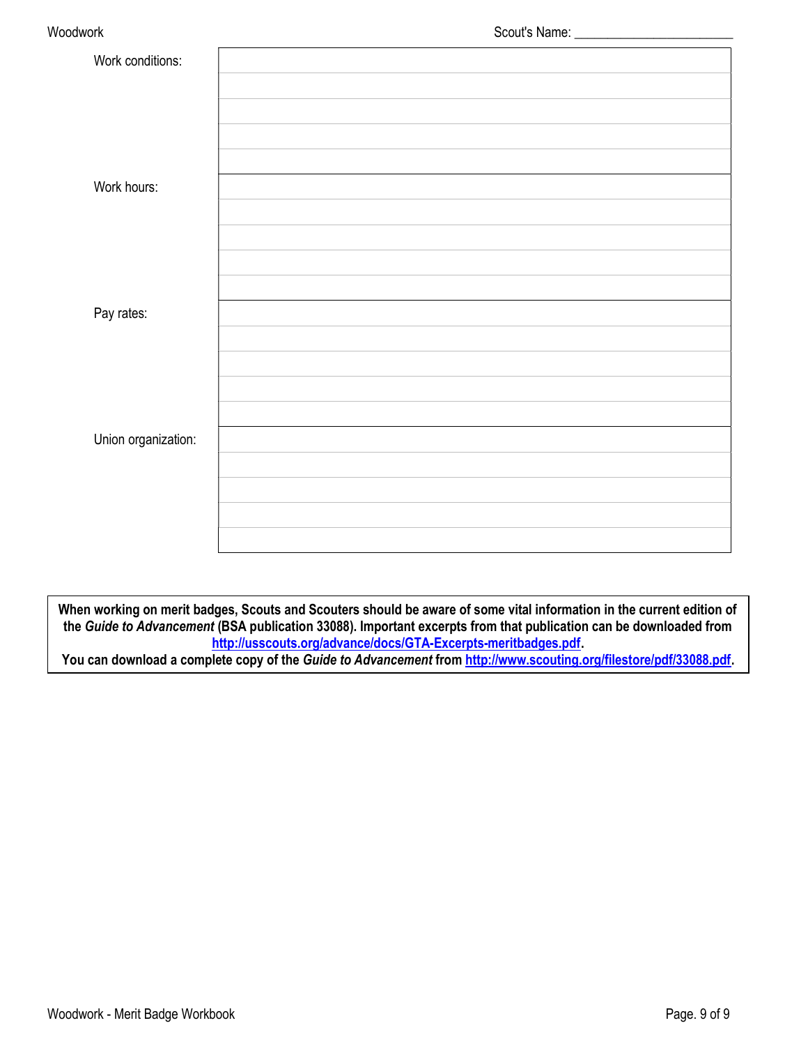Scout's Name: ________________________

Work conditions:

Work hours:

Pay rates:

Union organization:

**When working on merit badges, Scouts and Scouters should be aware of some vital information in the current edition of the *Guide to Advancement* (BSA publication 33088). Important excerpts from that publication can be downloaded from http://usscouts.org/advance/docs/GTA-Excerpts-meritbadges.pdf.**
**You can download a complete copy of the *Guide to Advancement* from http://www.scouting.org/filestore/pdf/33088.pdf.**